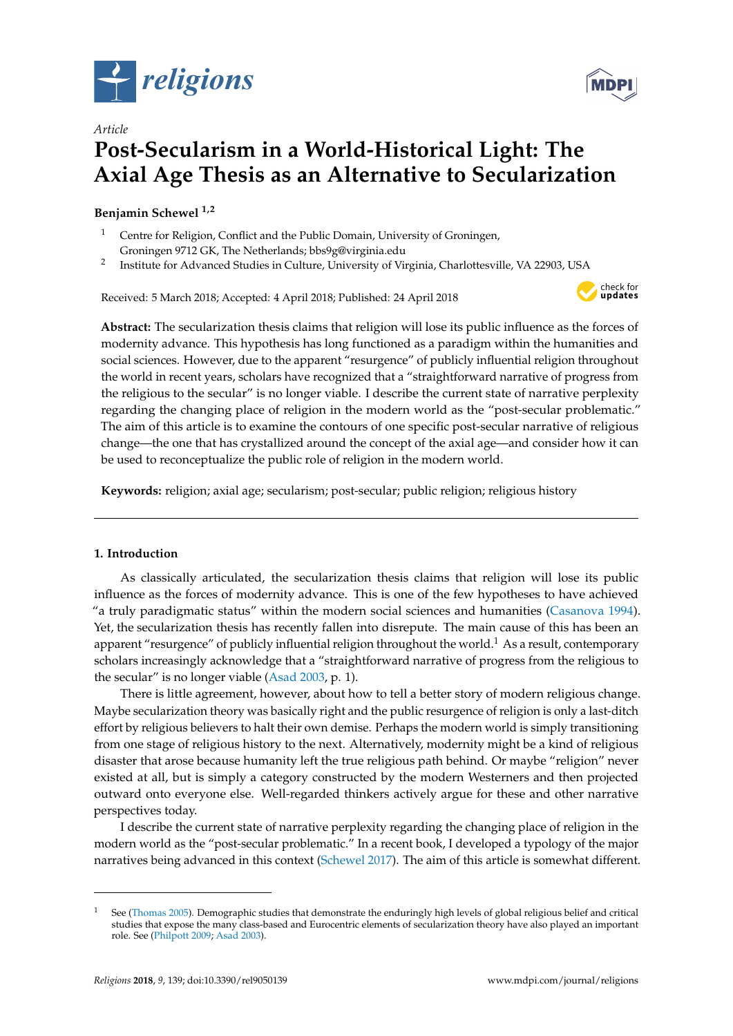*Article*

# Post-Secularism in a World-Historical Light: The Axial Age Thesis as an Alternative to Secularization

**Benjamin Schewel** [1,2]

[1] Centre for Religion, Conflict and the Public Domain, University of Groningen, Groningen 9712 GK, The Netherlands; bbs9g@virginia.edu

[2] Institute for Advanced Studies in Culture, University of Virginia, Charlottesville, VA 22903, USA

Received: 5 March 2018; Accepted: 4 April 2018; Published: 24 April 2018

**Abstract:** The secularization thesis claims that religion will lose its public influence as the forces of modernity advance. This hypothesis has long functioned as a paradigm within the humanities and social sciences. However, due to the apparent "resurgence" of publicly influential religion throughout the world in recent years, scholars have recognized that a "straightforward narrative of progress from the religious to the secular" is no longer viable. I describe the current state of narrative perplexity regarding the changing place of religion in the modern world as the "post-secular problematic." The aim of this article is to examine the contours of one specific post-secular narrative of religious change—the one that has crystallized around the concept of the axial age—and consider how it can be used to reconceptualize the public role of religion in the modern world.

**Keywords:** religion; axial age; secularism; post-secular; public religion; religious history

## 1. Introduction

As classically articulated, the secularization thesis claims that religion will lose its public influence as the forces of modernity advance. This is one of the few hypotheses to have achieved "a truly paradigmatic status" within the modern social sciences and humanities (Casanova 1994). Yet, the secularization thesis has recently fallen into disrepute. The main cause of this has been an apparent "resurgence" of publicly influential religion throughout the world.[1] As a result, contemporary scholars increasingly acknowledge that a "straightforward narrative of progress from the religious to the secular" is no longer viable (Asad 2003, p. 1).

There is little agreement, however, about how to tell a better story of modern religious change. Maybe secularization theory was basically right and the public resurgence of religion is only a last-ditch effort by religious believers to halt their own demise. Perhaps the modern world is simply transitioning from one stage of religious history to the next. Alternatively, modernity might be a kind of religious disaster that arose because humanity left the true religious path behind. Or maybe "religion" never existed at all, but is simply a category constructed by the modern Westerners and then projected outward onto everyone else. Well-regarded thinkers actively argue for these and other narrative perspectives today.

I describe the current state of narrative perplexity regarding the changing place of religion in the modern world as the "post-secular problematic." In a recent book, I developed a typology of the major narratives being advanced in this context (Schewel 2017). The aim of this article is somewhat different.

[1] See (Thomas 2005). Demographic studies that demonstrate the enduringly high levels of global religious belief and critical studies that expose the many class-based and Eurocentric elements of secularization theory have also played an important role. See (Philpott 2009; Asad 2003).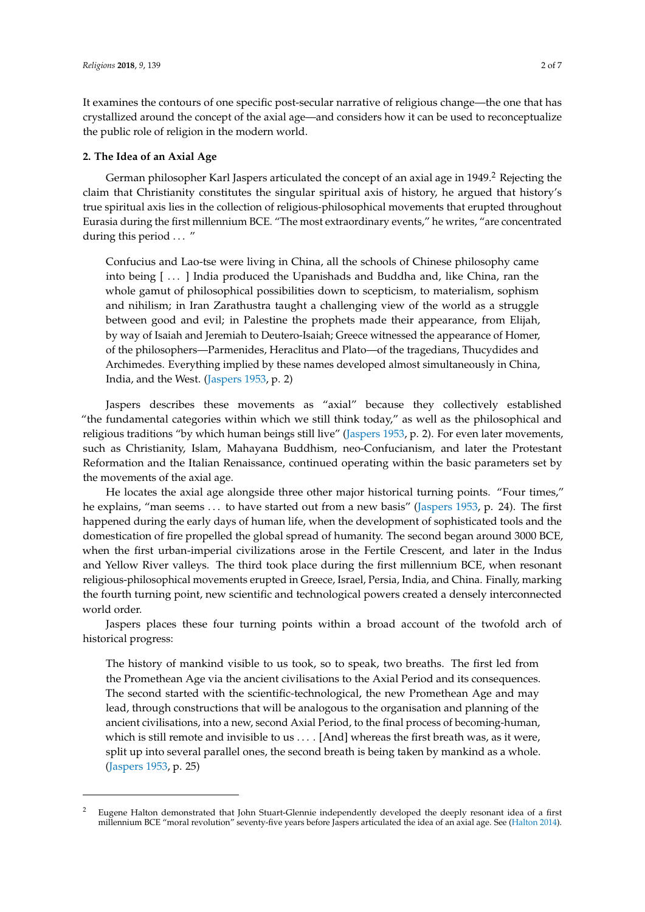It examines the contours of one specific post-secular narrative of religious change—the one that has crystallized around the concept of the axial age—and considers how it can be used to reconceptualize the public role of religion in the modern world.

## 2. The Idea of an Axial Age

German philosopher Karl Jaspers articulated the concept of an axial age in 1949.[2] Rejecting the claim that Christianity constitutes the singular spiritual axis of history, he argued that history's true spiritual axis lies in the collection of religious-philosophical movements that erupted throughout Eurasia during the first millennium BCE. "The most extraordinary events," he writes, "are concentrated during this period ... "

> Confucius and Lao-tse were living in China, all the schools of Chinese philosophy came into being [ ... ] India produced the Upanishads and Buddha and, like China, ran the whole gamut of philosophical possibilities down to scepticism, to materialism, sophism and nihilism; in Iran Zarathustra taught a challenging view of the world as a struggle between good and evil; in Palestine the prophets made their appearance, from Elijah, by way of Isaiah and Jeremiah to Deutero-Isaiah; Greece witnessed the appearance of Homer, of the philosophers—Parmenides, Heraclitus and Plato—of the tragedians, Thucydides and Archimedes. Everything implied by these names developed almost simultaneously in China, India, and the West. (Jaspers 1953, p. 2)

Jaspers describes these movements as "axial" because they collectively established "the fundamental categories within which we still think today," as well as the philosophical and religious traditions "by which human beings still live" (Jaspers 1953, p. 2). For even later movements, such as Christianity, Islam, Mahayana Buddhism, neo-Confucianism, and later the Protestant Reformation and the Italian Renaissance, continued operating within the basic parameters set by the movements of the axial age.

He locates the axial age alongside three other major historical turning points. "Four times," he explains, "man seems ... to have started out from a new basis" (Jaspers 1953, p. 24). The first happened during the early days of human life, when the development of sophisticated tools and the domestication of fire propelled the global spread of humanity. The second began around 3000 BCE, when the first urban-imperial civilizations arose in the Fertile Crescent, and later in the Indus and Yellow River valleys. The third took place during the first millennium BCE, when resonant religious-philosophical movements erupted in Greece, Israel, Persia, India, and China. Finally, marking the fourth turning point, new scientific and technological powers created a densely interconnected world order.

Jaspers places these four turning points within a broad account of the twofold arch of historical progress:

> The history of mankind visible to us took, so to speak, two breaths. The first led from the Promethean Age via the ancient civilisations to the Axial Period and its consequences. The second started with the scientific-technological, the new Promethean Age and may lead, through constructions that will be analogous to the organisation and planning of the ancient civilisations, into a new, second Axial Period, to the final process of becoming-human, which is still remote and invisible to us .... [And] whereas the first breath was, as it were, split up into several parallel ones, the second breath is being taken by mankind as a whole. (Jaspers 1953, p. 25)

---

[2] Eugene Halton demonstrated that John Stuart-Glennie independently developed the deeply resonant idea of a first millennium BCE "moral revolution" seventy-five years before Jaspers articulated the idea of an axial age. See (Halton 2014).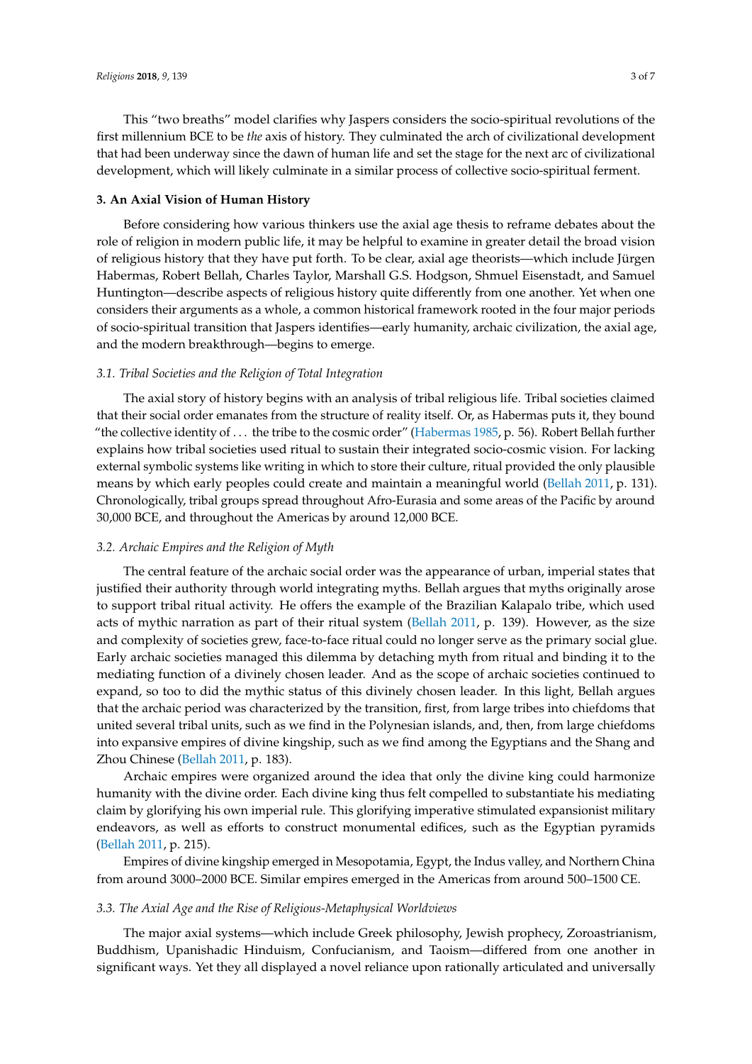This "two breaths" model clarifies why Jaspers considers the socio-spiritual revolutions of the first millennium BCE to be *the* axis of history. They culminated the arch of civilizational development that had been underway since the dawn of human life and set the stage for the next arc of civilizational development, which will likely culminate in a similar process of collective socio-spiritual ferment.

## 3. An Axial Vision of Human History

Before considering how various thinkers use the axial age thesis to reframe debates about the role of religion in modern public life, it may be helpful to examine in greater detail the broad vision of religious history that they have put forth. To be clear, axial age theorists—which include Jürgen Habermas, Robert Bellah, Charles Taylor, Marshall G.S. Hodgson, Shmuel Eisenstadt, and Samuel Huntington—describe aspects of religious history quite differently from one another. Yet when one considers their arguments as a whole, a common historical framework rooted in the four major periods of socio-spiritual transition that Jaspers identifies—early humanity, archaic civilization, the axial age, and the modern breakthrough—begins to emerge.

### *3.1. Tribal Societies and the Religion of Total Integration*

The axial story of history begins with an analysis of tribal religious life. Tribal societies claimed that their social order emanates from the structure of reality itself. Or, as Habermas puts it, they bound "the collective identity of . . . the tribe to the cosmic order" (Habermas 1985, p. 56). Robert Bellah further explains how tribal societies used ritual to sustain their integrated socio-cosmic vision. For lacking external symbolic systems like writing in which to store their culture, ritual provided the only plausible means by which early peoples could create and maintain a meaningful world (Bellah 2011, p. 131). Chronologically, tribal groups spread throughout Afro-Eurasia and some areas of the Pacific by around 30,000 BCE, and throughout the Americas by around 12,000 BCE.

### *3.2. Archaic Empires and the Religion of Myth*

The central feature of the archaic social order was the appearance of urban, imperial states that justified their authority through world integrating myths. Bellah argues that myths originally arose to support tribal ritual activity. He offers the example of the Brazilian Kalapalo tribe, which used acts of mythic narration as part of their ritual system (Bellah 2011, p. 139). However, as the size and complexity of societies grew, face-to-face ritual could no longer serve as the primary social glue. Early archaic societies managed this dilemma by detaching myth from ritual and binding it to the mediating function of a divinely chosen leader. And as the scope of archaic societies continued to expand, so too to did the mythic status of this divinely chosen leader. In this light, Bellah argues that the archaic period was characterized by the transition, first, from large tribes into chiefdoms that united several tribal units, such as we find in the Polynesian islands, and, then, from large chiefdoms into expansive empires of divine kingship, such as we find among the Egyptians and the Shang and Zhou Chinese (Bellah 2011, p. 183).

Archaic empires were organized around the idea that only the divine king could harmonize humanity with the divine order. Each divine king thus felt compelled to substantiate his mediating claim by glorifying his own imperial rule. This glorifying imperative stimulated expansionist military endeavors, as well as efforts to construct monumental edifices, such as the Egyptian pyramids (Bellah 2011, p. 215).

Empires of divine kingship emerged in Mesopotamia, Egypt, the Indus valley, and Northern China from around 3000–2000 BCE. Similar empires emerged in the Americas from around 500–1500 CE.

### *3.3. The Axial Age and the Rise of Religious-Metaphysical Worldviews*

The major axial systems—which include Greek philosophy, Jewish prophecy, Zoroastrianism, Buddhism, Upanishadic Hinduism, Confucianism, and Taoism—differed from one another in significant ways. Yet they all displayed a novel reliance upon rationally articulated and universally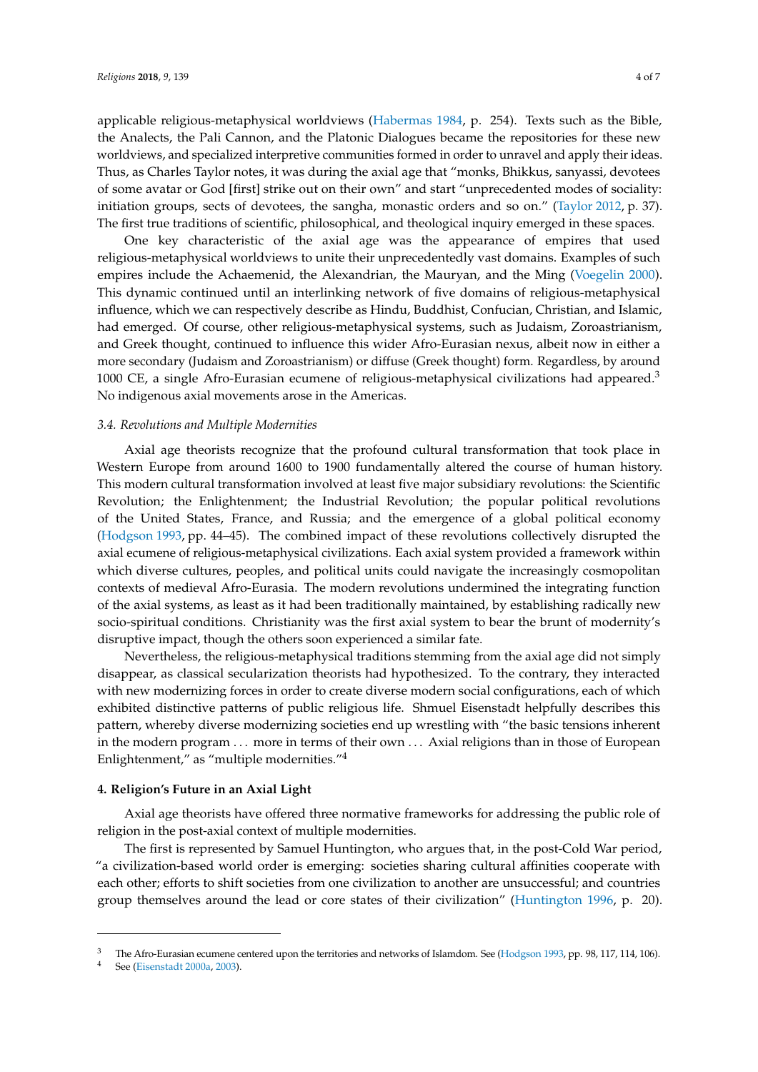applicable religious-metaphysical worldviews (Habermas 1984, p. 254). Texts such as the Bible, the Analects, the Pali Cannon, and the Platonic Dialogues became the repositories for these new worldviews, and specialized interpretive communities formed in order to unravel and apply their ideas. Thus, as Charles Taylor notes, it was during the axial age that "monks, Bhikkus, sanyassi, devotees of some avatar or God [first] strike out on their own" and start "unprecedented modes of sociality: initiation groups, sects of devotees, the sangha, monastic orders and so on." (Taylor 2012, p. 37). The first true traditions of scientific, philosophical, and theological inquiry emerged in these spaces.

One key characteristic of the axial age was the appearance of empires that used religious-metaphysical worldviews to unite their unprecedentedly vast domains. Examples of such empires include the Achaemenid, the Alexandrian, the Mauryan, and the Ming (Voegelin 2000). This dynamic continued until an interlinking network of five domains of religious-metaphysical influence, which we can respectively describe as Hindu, Buddhist, Confucian, Christian, and Islamic, had emerged. Of course, other religious-metaphysical systems, such as Judaism, Zoroastrianism, and Greek thought, continued to influence this wider Afro-Eurasian nexus, albeit now in either a more secondary (Judaism and Zoroastrianism) or diffuse (Greek thought) form. Regardless, by around 1000 CE, a single Afro-Eurasian ecumene of religious-metaphysical civilizations had appeared.[3] No indigenous axial movements arose in the Americas.

### 3.4. Revolutions and Multiple Modernities

Axial age theorists recognize that the profound cultural transformation that took place in Western Europe from around 1600 to 1900 fundamentally altered the course of human history. This modern cultural transformation involved at least five major subsidiary revolutions: the Scientific Revolution; the Enlightenment; the Industrial Revolution; the popular political revolutions of the United States, France, and Russia; and the emergence of a global political economy (Hodgson 1993, pp. 44–45). The combined impact of these revolutions collectively disrupted the axial ecumene of religious-metaphysical civilizations. Each axial system provided a framework within which diverse cultures, peoples, and political units could navigate the increasingly cosmopolitan contexts of medieval Afro-Eurasia. The modern revolutions undermined the integrating function of the axial systems, as least as it had been traditionally maintained, by establishing radically new socio-spiritual conditions. Christianity was the first axial system to bear the brunt of modernity's disruptive impact, though the others soon experienced a similar fate.

Nevertheless, the religious-metaphysical traditions stemming from the axial age did not simply disappear, as classical secularization theorists had hypothesized. To the contrary, they interacted with new modernizing forces in order to create diverse modern social configurations, each of which exhibited distinctive patterns of public religious life. Shmuel Eisenstadt helpfully describes this pattern, whereby diverse modernizing societies end up wrestling with "the basic tensions inherent in the modern program ... more in terms of their own ... Axial religions than in those of European Enlightenment," as "multiple modernities."[4]

## 4. Religion's Future in an Axial Light

Axial age theorists have offered three normative frameworks for addressing the public role of religion in the post-axial context of multiple modernities.

The first is represented by Samuel Huntington, who argues that, in the post-Cold War period, "a civilization-based world order is emerging: societies sharing cultural affinities cooperate with each other; efforts to shift societies from one civilization to another are unsuccessful; and countries group themselves around the lead or core states of their civilization" (Huntington 1996, p. 20).

[3] The Afro-Eurasian ecumene centered upon the territories and networks of Islamdom. See (Hodgson 1993, pp. 98, 117, 114, 106).

[4] See (Eisenstadt 2000a, 2003).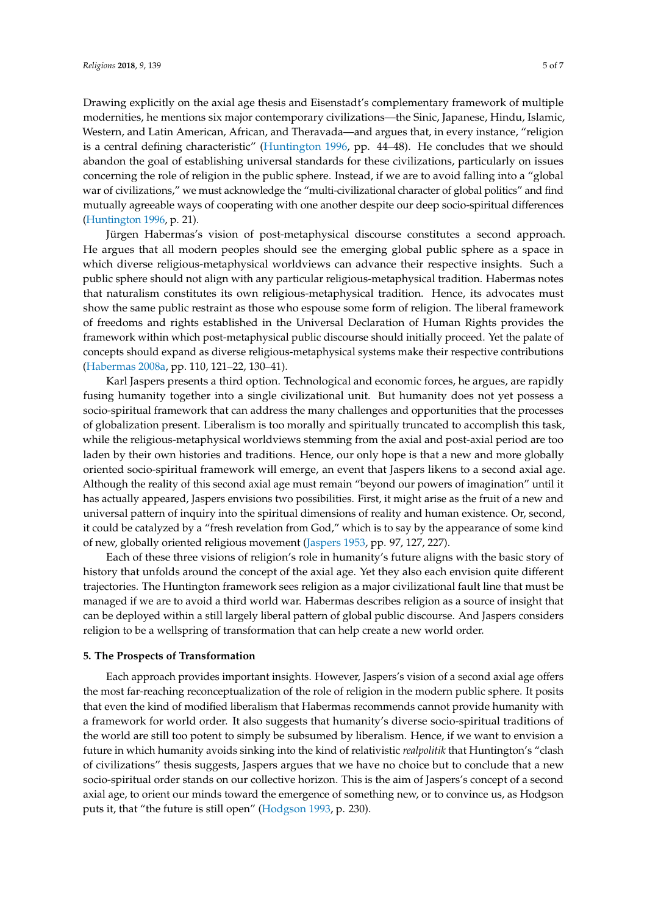Drawing explicitly on the axial age thesis and Eisenstadt's complementary framework of multiple modernities, he mentions six major contemporary civilizations—the Sinic, Japanese, Hindu, Islamic, Western, and Latin American, African, and Theravada—and argues that, in every instance, "religion is a central defining characteristic" (Huntington 1996, pp. 44–48). He concludes that we should abandon the goal of establishing universal standards for these civilizations, particularly on issues concerning the role of religion in the public sphere. Instead, if we are to avoid falling into a "global war of civilizations," we must acknowledge the "multi-civilizational character of global politics" and find mutually agreeable ways of cooperating with one another despite our deep socio-spiritual differences (Huntington 1996, p. 21).

Jürgen Habermas's vision of post-metaphysical discourse constitutes a second approach. He argues that all modern peoples should see the emerging global public sphere as a space in which diverse religious-metaphysical worldviews can advance their respective insights. Such a public sphere should not align with any particular religious-metaphysical tradition. Habermas notes that naturalism constitutes its own religious-metaphysical tradition. Hence, its advocates must show the same public restraint as those who espouse some form of religion. The liberal framework of freedoms and rights established in the Universal Declaration of Human Rights provides the framework within which post-metaphysical public discourse should initially proceed. Yet the palate of concepts should expand as diverse religious-metaphysical systems make their respective contributions (Habermas 2008a, pp. 110, 121–22, 130–41).

Karl Jaspers presents a third option. Technological and economic forces, he argues, are rapidly fusing humanity together into a single civilizational unit. But humanity does not yet possess a socio-spiritual framework that can address the many challenges and opportunities that the processes of globalization present. Liberalism is too morally and spiritually truncated to accomplish this task, while the religious-metaphysical worldviews stemming from the axial and post-axial period are too laden by their own histories and traditions. Hence, our only hope is that a new and more globally oriented socio-spiritual framework will emerge, an event that Jaspers likens to a second axial age. Although the reality of this second axial age must remain "beyond our powers of imagination" until it has actually appeared, Jaspers envisions two possibilities. First, it might arise as the fruit of a new and universal pattern of inquiry into the spiritual dimensions of reality and human existence. Or, second, it could be catalyzed by a "fresh revelation from God," which is to say by the appearance of some kind of new, globally oriented religious movement (Jaspers 1953, pp. 97, 127, 227).

Each of these three visions of religion's role in humanity's future aligns with the basic story of history that unfolds around the concept of the axial age. Yet they also each envision quite different trajectories. The Huntington framework sees religion as a major civilizational fault line that must be managed if we are to avoid a third world war. Habermas describes religion as a source of insight that can be deployed within a still largely liberal pattern of global public discourse. And Jaspers considers religion to be a wellspring of transformation that can help create a new world order.

## 5. The Prospects of Transformation

Each approach provides important insights. However, Jaspers's vision of a second axial age offers the most far-reaching reconceptualization of the role of religion in the modern public sphere. It posits that even the kind of modified liberalism that Habermas recommends cannot provide humanity with a framework for world order. It also suggests that humanity's diverse socio-spiritual traditions of the world are still too potent to simply be subsumed by liberalism. Hence, if we want to envision a future in which humanity avoids sinking into the kind of relativistic *realpolitik* that Huntington's "clash of civilizations" thesis suggests, Jaspers argues that we have no choice but to conclude that a new socio-spiritual order stands on our collective horizon. This is the aim of Jaspers's concept of a second axial age, to orient our minds toward the emergence of something new, or to convince us, as Hodgson puts it, that "the future is still open" (Hodgson 1993, p. 230).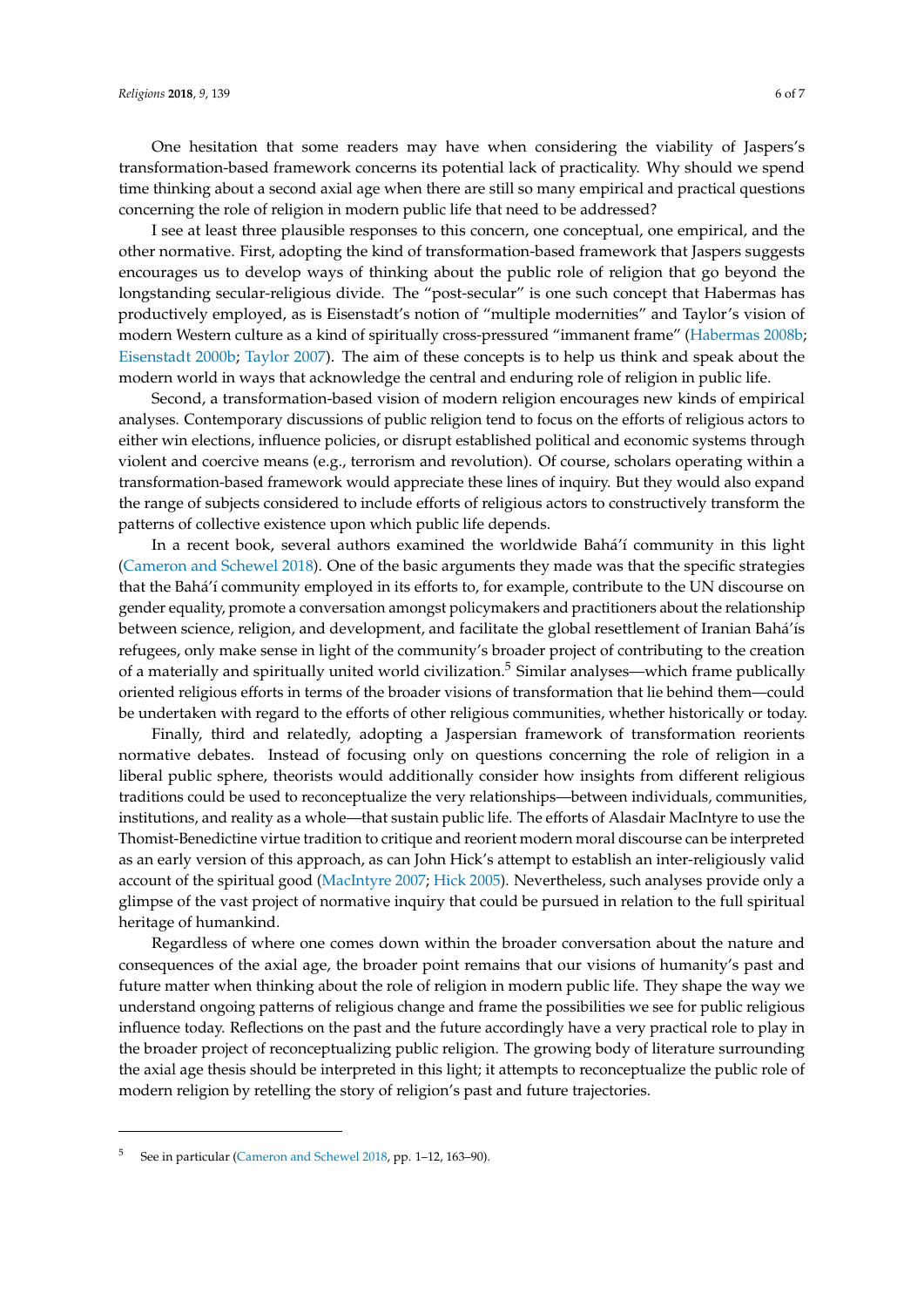One hesitation that some readers may have when considering the viability of Jaspers's transformation-based framework concerns its potential lack of practicality. Why should we spend time thinking about a second axial age when there are still so many empirical and practical questions concerning the role of religion in modern public life that need to be addressed?

I see at least three plausible responses to this concern, one conceptual, one empirical, and the other normative. First, adopting the kind of transformation-based framework that Jaspers suggests encourages us to develop ways of thinking about the public role of religion that go beyond the longstanding secular-religious divide. The "post-secular" is one such concept that Habermas has productively employed, as is Eisenstadt's notion of "multiple modernities" and Taylor's vision of modern Western culture as a kind of spiritually cross-pressured "immanent frame" (Habermas 2008b; Eisenstadt 2000b; Taylor 2007). The aim of these concepts is to help us think and speak about the modern world in ways that acknowledge the central and enduring role of religion in public life.

Second, a transformation-based vision of modern religion encourages new kinds of empirical analyses. Contemporary discussions of public religion tend to focus on the efforts of religious actors to either win elections, influence policies, or disrupt established political and economic systems through violent and coercive means (e.g., terrorism and revolution). Of course, scholars operating within a transformation-based framework would appreciate these lines of inquiry. But they would also expand the range of subjects considered to include efforts of religious actors to constructively transform the patterns of collective existence upon which public life depends.

In a recent book, several authors examined the worldwide Bahá'í community in this light (Cameron and Schewel 2018). One of the basic arguments they made was that the specific strategies that the Bahá'í community employed in its efforts to, for example, contribute to the UN discourse on gender equality, promote a conversation amongst policymakers and practitioners about the relationship between science, religion, and development, and facilitate the global resettlement of Iranian Bahá'ís refugees, only make sense in light of the community's broader project of contributing to the creation of a materially and spiritually united world civilization.[5] Similar analyses—which frame publically oriented religious efforts in terms of the broader visions of transformation that lie behind them—could be undertaken with regard to the efforts of other religious communities, whether historically or today.

Finally, third and relatedly, adopting a Jaspersian framework of transformation reorients normative debates. Instead of focusing only on questions concerning the role of religion in a liberal public sphere, theorists would additionally consider how insights from different religious traditions could be used to reconceptualize the very relationships—between individuals, communities, institutions, and reality as a whole—that sustain public life. The efforts of Alasdair MacIntyre to use the Thomist-Benedictine virtue tradition to critique and reorient modern moral discourse can be interpreted as an early version of this approach, as can John Hick's attempt to establish an inter-religiously valid account of the spiritual good (MacIntyre 2007; Hick 2005). Nevertheless, such analyses provide only a glimpse of the vast project of normative inquiry that could be pursued in relation to the full spiritual heritage of humankind.

Regardless of where one comes down within the broader conversation about the nature and consequences of the axial age, the broader point remains that our visions of humanity's past and future matter when thinking about the role of religion in modern public life. They shape the way we understand ongoing patterns of religious change and frame the possibilities we see for public religious influence today. Reflections on the past and the future accordingly have a very practical role to play in the broader project of reconceptualizing public religion. The growing body of literature surrounding the axial age thesis should be interpreted in this light; it attempts to reconceptualize the public role of modern religion by retelling the story of religion's past and future trajectories.

---

[5] See in particular (Cameron and Schewel 2018, pp. 1–12, 163–90).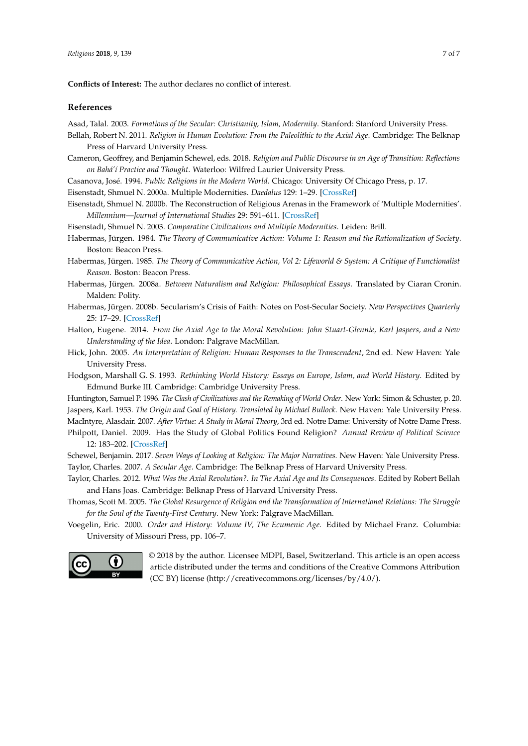**Conflicts of Interest:** The author declares no conflict of interest.

## References

Asad, Talal. 2003. *Formations of the Secular: Christianity, Islam, Modernity*. Stanford: Stanford University Press.

Bellah, Robert N. 2011. *Religion in Human Evolution: From the Paleolithic to the Axial Age*. Cambridge: The Belknap Press of Harvard University Press.

Cameron, Geoffrey, and Benjamin Schewel, eds. 2018. *Religion and Public Discourse in an Age of Transition: Reflections on Bahá'í Practice and Thought*. Waterloo: Wilfred Laurier University Press.

Casanova, José. 1994. *Public Religions in the Modern World*. Chicago: University Of Chicago Press, p. 17.

Eisenstadt, Shmuel N. 2000a. Multiple Modernities. *Daedalus* 129: 1–29. [CrossRef]

Eisenstadt, Shmuel N. 2000b. The Reconstruction of Religious Arenas in the Framework of 'Multiple Modernities'. *Millennium—Journal of International Studies* 29: 591–611. [CrossRef]

Eisenstadt, Shmuel N. 2003. *Comparative Civilizations and Multiple Modernities*. Leiden: Brill.

Habermas, Jürgen. 1984. *The Theory of Communicative Action: Volume 1: Reason and the Rationalization of Society*. Boston: Beacon Press.

Habermas, Jürgen. 1985. *The Theory of Communicative Action, Vol 2: Lifeworld & System: A Critique of Functionalist Reason*. Boston: Beacon Press.

Habermas, Jürgen. 2008a. *Between Naturalism and Religion: Philosophical Essays*. Translated by Ciaran Cronin. Malden: Polity.

Habermas, Jürgen. 2008b. Secularism's Crisis of Faith: Notes on Post-Secular Society. *New Perspectives Quarterly* 25: 17–29. [CrossRef]

Halton, Eugene. 2014. *From the Axial Age to the Moral Revolution: John Stuart-Glennie, Karl Jaspers, and a New Understanding of the Idea*. London: Palgrave MacMillan.

Hick, John. 2005. *An Interpretation of Religion: Human Responses to the Transcendent*, 2nd ed. New Haven: Yale University Press.

Hodgson, Marshall G. S. 1993. *Rethinking World History: Essays on Europe, Islam, and World History*. Edited by Edmund Burke III. Cambridge: Cambridge University Press.

Huntington, Samuel P. 1996. *The Clash of Civilizations and the Remaking of World Order*. New York: Simon & Schuster, p. 20.

Jaspers, Karl. 1953. *The Origin and Goal of History. Translated by Michael Bullock*. New Haven: Yale University Press.

MacIntyre, Alasdair. 2007. *After Virtue: A Study in Moral Theory*, 3rd ed. Notre Dame: University of Notre Dame Press.

Philpott, Daniel. 2009. Has the Study of Global Politics Found Religion? *Annual Review of Political Science* 12: 183–202. [CrossRef]

Schewel, Benjamin. 2017. *Seven Ways of Looking at Religion: The Major Narratives*. New Haven: Yale University Press.

Taylor, Charles. 2007. *A Secular Age*. Cambridge: The Belknap Press of Harvard University Press.

Taylor, Charles. 2012. *What Was the Axial Revolution?. In The Axial Age and Its Consequences*. Edited by Robert Bellah and Hans Joas. Cambridge: Belknap Press of Harvard University Press.

Thomas, Scott M. 2005. *The Global Resurgence of Religion and the Transformation of International Relations: The Struggle for the Soul of the Twenty-First Century*. New York: Palgrave MacMillan.

Voegelin, Eric. 2000. *Order and History: Volume IV, The Ecumenic Age*. Edited by Michael Franz. Columbia: University of Missouri Press, pp. 106–7.

© 2018 by the author. Licensee MDPI, Basel, Switzerland. This article is an open access article distributed under the terms and conditions of the Creative Commons Attribution (CC BY) license (http://creativecommons.org/licenses/by/4.0/).